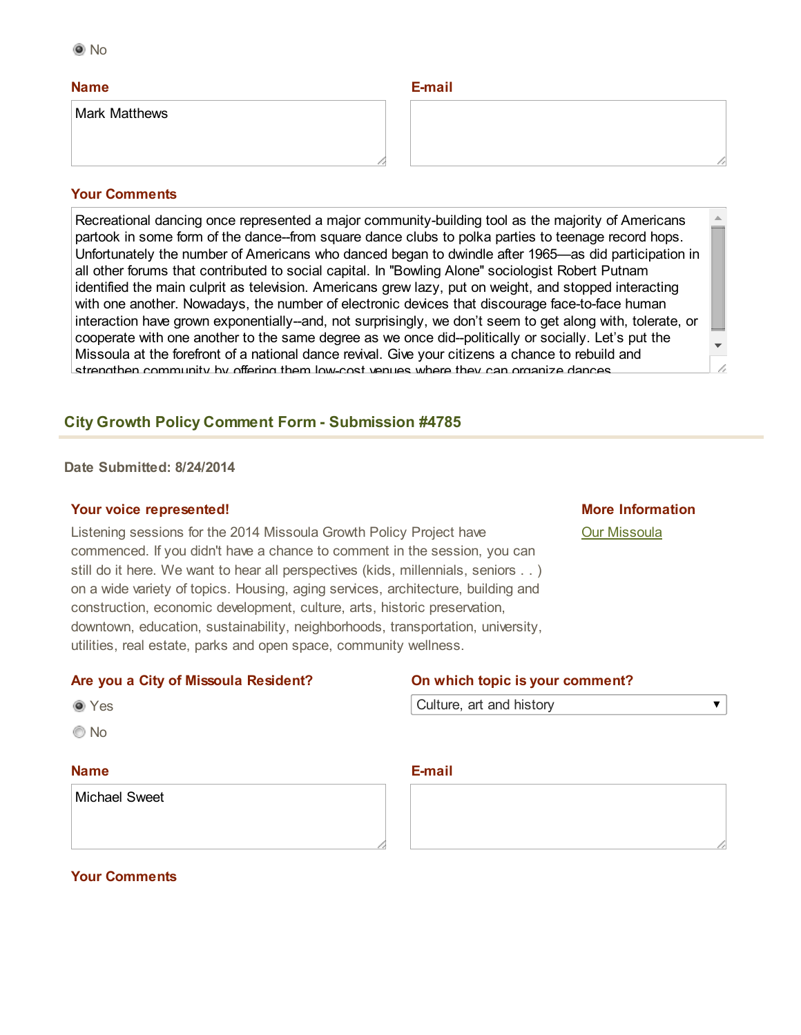◉ No

**Name**

Mark Matthews

**E-mail**

**Your Comments**

Recreational dancing once represented a major community-building tool as the majority of Americans partook in some form of the dance--from square dance clubs to polka parties to teenage record hops. Unfortunately the number of Americans who danced began to dwindle after 1965—as did participation in all other forums that contributed to social capital. In "Bowling Alone" sociologist Robert Putnam identified the main culprit as television. Americans grew lazy, put on weight, and stopped interacting with one another. Nowadays, the number of electronic devices that discourage face-to-face human interaction have grown exponentially--and, not surprisingly, we don't seem to get along with, tolerate, or cooperate with one another to the same degree as we once did--politically or socially. Let's put the Missoula at the forefront of a national dance revival. Give your citizens a chance to rebuild and strengthen community by offering them low-cost venues where they can organize dances

## City Growth Policy Comment Form - Submission #4785

**Date Submitted: 8/24/2014**

**Your voice represented!**

Listening sessions for the 2014 Missoula Growth Policy Project have commenced. If you didn't have a chance to comment in the session, you can still do it here. We want to hear all perspectives (kids, millennials, seniors . . ) on a wide variety of topics. Housing, aging services, architecture, building and construction, economic development, culture, arts, historic preservation, downtown, education, sustainability, neighborhoods, transportation, university, utilities, real estate, parks and open space, community wellness.

**More Information**

Our Missoula

**Are you a City of Missoula Resident?**

◉ Yes

○ No

**On which topic is your comment?**

Culture, art and history

**Name**

Michael Sweet

**E-mail**

**Your Comments**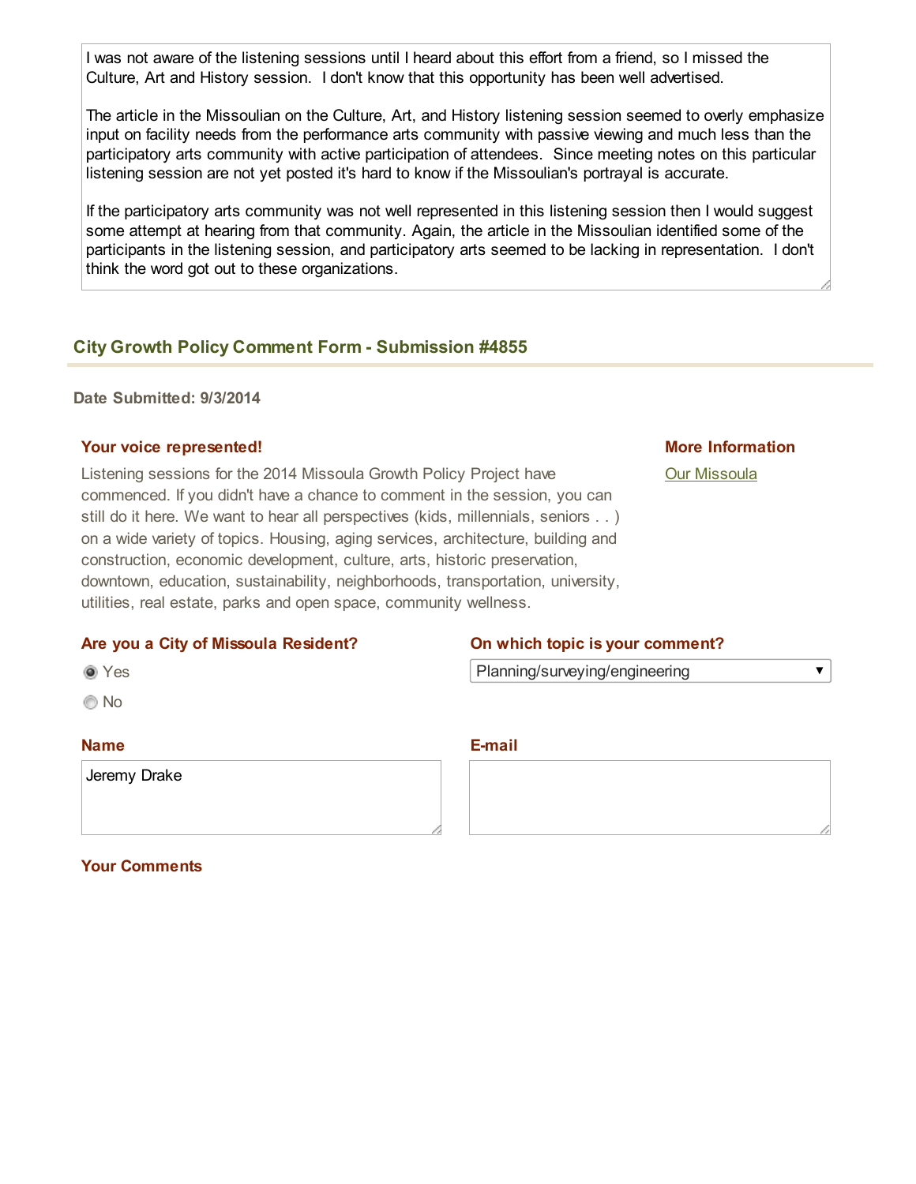I was not aware of the listening sessions until I heard about this effort from a friend, so I missed the Culture, Art and History session. I don't know that this opportunity has been well advertised.

The article in the Missoulian on the Culture, Art, and History listening session seemed to overly emphasize input on facility needs from the performance arts community with passive viewing and much less than the participatory arts community with active participation of attendees. Since meeting notes on this particular listening session are not yet posted it's hard to know if the Missoulian's portrayal is accurate.

If the participatory arts community was not well represented in this listening session then I would suggest some attempt at hearing from that community. Again, the article in the Missoulian identified some of the participants in the listening session, and participatory arts seemed to be lacking in representation. I don't think the word got out to these organizations.

## City Growth Policy Comment Form - Submission #4855

**Date Submitted: 9/3/2014**

### Your voice represented!

Listening sessions for the 2014 Missoula Growth Policy Project have commenced. If you didn't have a chance to comment in the session, you can still do it here. We want to hear all perspectives (kids, millennials, seniors . . ) on a wide variety of topics. Housing, aging services, architecture, building and construction, economic development, culture, arts, historic preservation, downtown, education, sustainability, neighborhoods, transportation, university, utilities, real estate, parks and open space, community wellness.

### More Information

Our Missoula

**Are you a City of Missoula Resident?**

- (x) Yes
- ( ) No

**On which topic is your comment?**

Planning/surveying/engineering

**Name**

Jeremy Drake

**E-mail**

**Your Comments**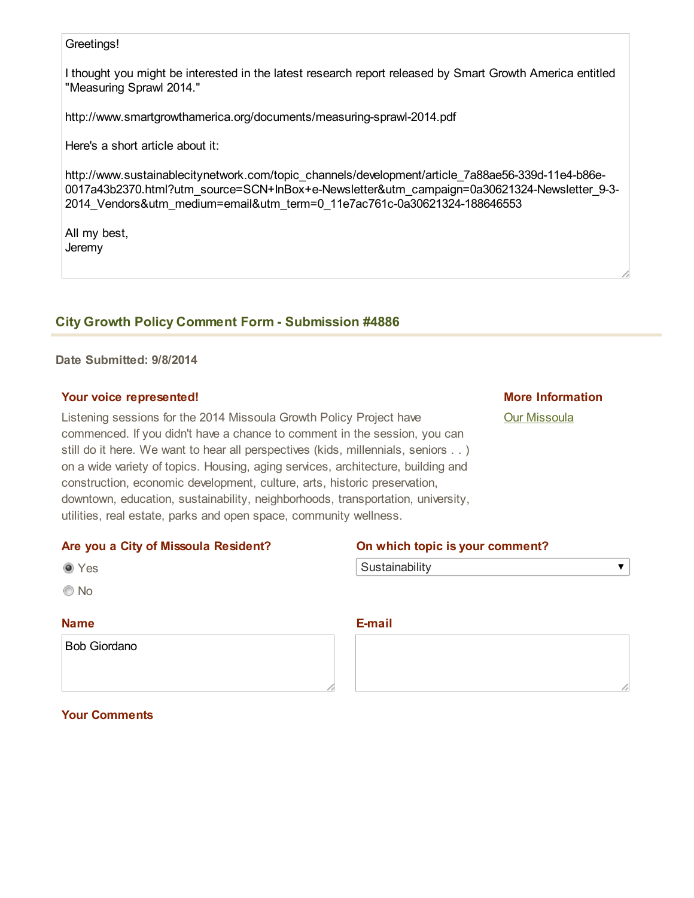Greetings!

I thought you might be interested in the latest research report released by Smart Growth America entitled "Measuring Sprawl 2014."

http://www.smartgrowthamerica.org/documents/measuring-sprawl-2014.pdf

Here's a short article about it:

http://www.sustainablecitynetwork.com/topic_channels/development/article_7a88ae56-339d-11e4-b86e-0017a43b2370.html?utm_source=SCN+InBox+e-Newsletter&utm_campaign=0a30621324-Newsletter_9-3-2014_Vendors&utm_medium=email&utm_term=0_11e7ac761c-0a30621324-188646553

All my best,
Jeremy

## City Growth Policy Comment Form - Submission #4886

**Date Submitted: 9/8/2014**

**Your voice represented!**

Listening sessions for the 2014 Missoula Growth Policy Project have commenced. If you didn't have a chance to comment in the session, you can still do it here. We want to hear all perspectives (kids, millennials, seniors . . ) on a wide variety of topics. Housing, aging services, architecture, building and construction, economic development, culture, arts, historic preservation, downtown, education, sustainability, neighborhoods, transportation, university, utilities, real estate, parks and open space, community wellness.

**More Information**

Our Missoula

**Are you a City of Missoula Resident?**

- (●) Yes
- ( ) No

**On which topic is your comment?**

Sustainability

**Name**

Bob Giordano

**E-mail**

**Your Comments**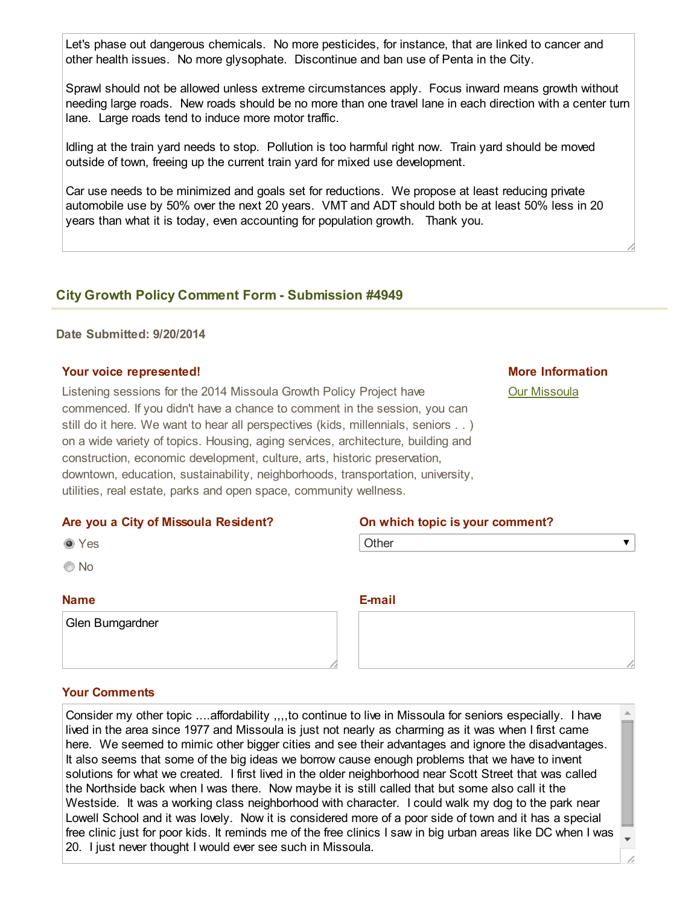Let's phase out dangerous chemicals. No more pesticides, for instance, that are linked to cancer and other health issues. No more glysophate. Discontinue and ban use of Penta in the City.

Sprawl should not be allowed unless extreme circumstances apply. Focus inward means growth without needing large roads. New roads should be no more than one travel lane in each direction with a center turn lane. Large roads tend to induce more motor traffic.

Idling at the train yard needs to stop. Pollution is too harmful right now. Train yard should be moved outside of town, freeing up the current train yard for mixed use development.

Car use needs to be minimized and goals set for reductions. We propose at least reducing private automobile use by 50% over the next 20 years. VMT and ADT should both be at least 50% less in 20 years than what it is today, even accounting for population growth. Thank you.

## City Growth Policy Comment Form - Submission #4949

**Date Submitted: 9/20/2014**

**Your voice represented!**

Listening sessions for the 2014 Missoula Growth Policy Project have commenced. If you didn't have a chance to comment in the session, you can still do it here. We want to hear all perspectives (kids, millennials, seniors . . ) on a wide variety of topics. Housing, aging services, architecture, building and construction, economic development, culture, arts, historic preservation, downtown, education, sustainability, neighborhoods, transportation, university, utilities, real estate, parks and open space, community wellness.

**More Information**

Our Missoula

**Are you a City of Missoula Resident?**

- (•) Yes
- ( ) No

**On which topic is your comment?**

Other

**Name**

Glen Bumgardner

**E-mail**

**Your Comments**

Consider my other topic ....affordability ,,,,to continue to live in Missoula for seniors especially. I have lived in the area since 1977 and Missoula is just not nearly as charming as it was when I first came here. We seemed to mimic other bigger cities and see their advantages and ignore the disadvantages. It also seems that some of the big ideas we borrow cause enough problems that we have to invent solutions for what we created. I first lived in the older neighborhood near Scott Street that was called the Northside back when I was there. Now maybe it is still called that but some also call it the Westside. It was a working class neighborhood with character. I could walk my dog to the park near Lowell School and it was lovely. Now it is considered more of a poor side of town and it has a special free clinic just for poor kids. It reminds me of the free clinics I saw in big urban areas like DC when I was 20. I just never thought I would ever see such in Missoula.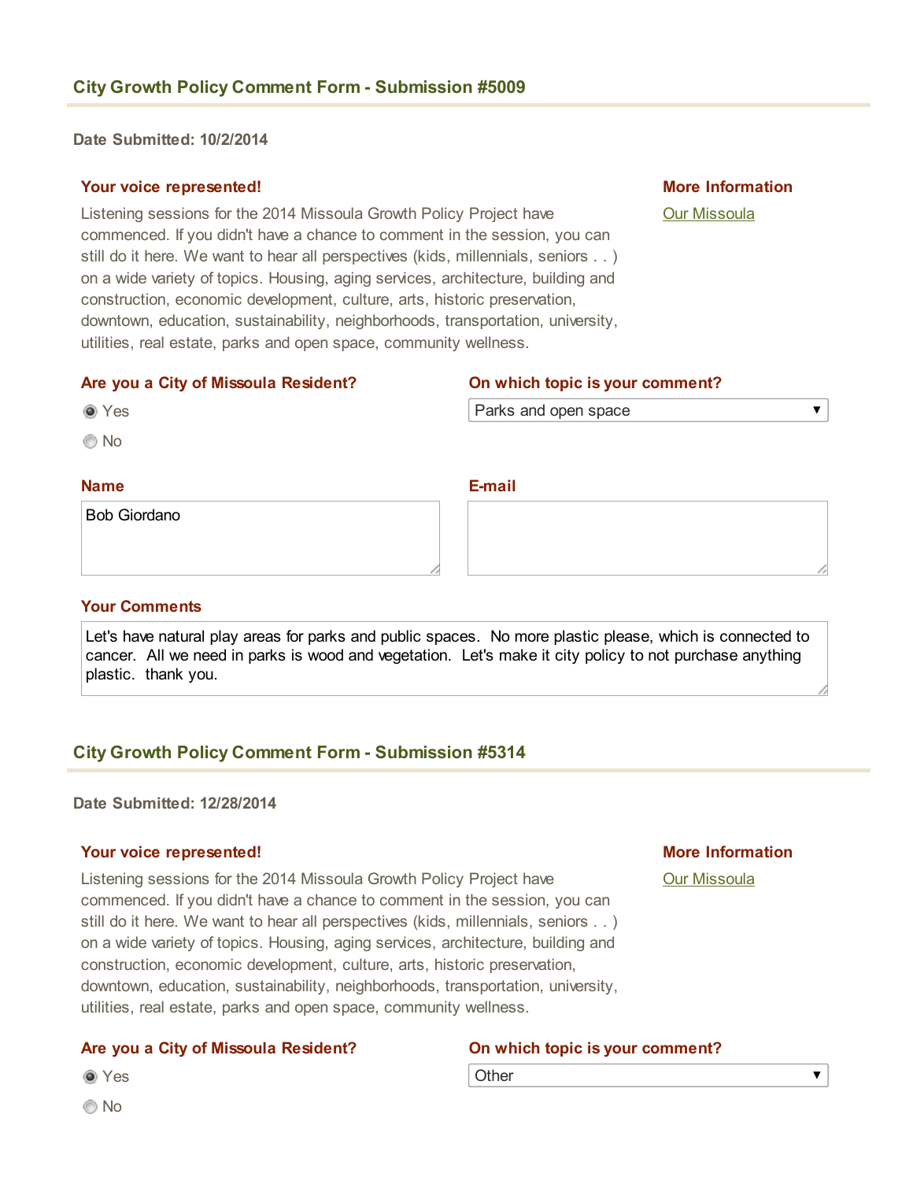## City Growth Policy Comment Form - Submission #5009

**Date Submitted: 10/2/2014**

### Your voice represented!

Listening sessions for the 2014 Missoula Growth Policy Project have commenced. If you didn't have a chance to comment in the session, you can still do it here. We want to hear all perspectives (kids, millennials, seniors . . ) on a wide variety of topics. Housing, aging services, architecture, building and construction, economic development, culture, arts, historic preservation, downtown, education, sustainability, neighborhoods, transportation, university, utilities, real estate, parks and open space, community wellness.

### More Information

Our Missoula

### Are you a City of Missoula Resident?

- (x) Yes
- ( ) No

### On which topic is your comment?

Parks and open space

### Name

Bob Giordano

### E-mail

### Your Comments

Let's have natural play areas for parks and public spaces. No more plastic please, which is connected to cancer. All we need in parks is wood and vegetation. Let's make it city policy to not purchase anything plastic. thank you.

## City Growth Policy Comment Form - Submission #5314

**Date Submitted: 12/28/2014**

### Your voice represented!

Listening sessions for the 2014 Missoula Growth Policy Project have commenced. If you didn't have a chance to comment in the session, you can still do it here. We want to hear all perspectives (kids, millennials, seniors . . ) on a wide variety of topics. Housing, aging services, architecture, building and construction, economic development, culture, arts, historic preservation, downtown, education, sustainability, neighborhoods, transportation, university, utilities, real estate, parks and open space, community wellness.

### More Information

Our Missoula

### Are you a City of Missoula Resident?

- (x) Yes
- ( ) No

### On which topic is your comment?

Other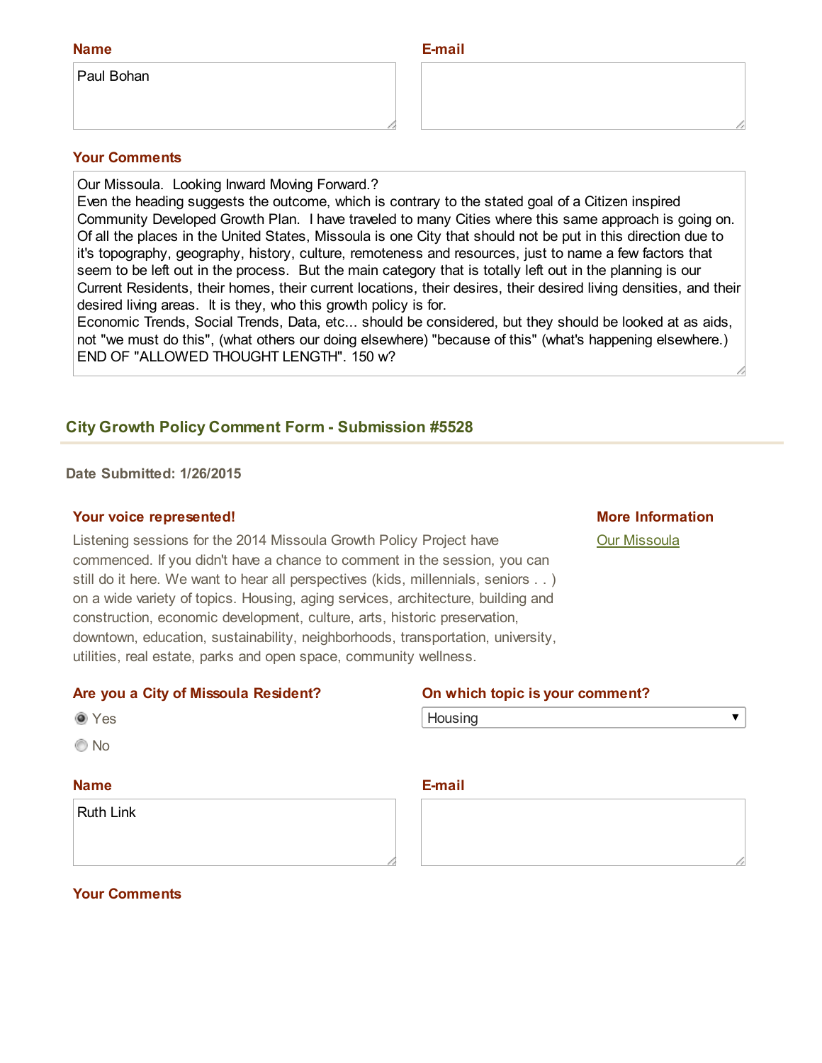**Name**

Paul Bohan

**E-mail**

**Your Comments**

Our Missoula. Looking Inward Moving Forward.?
Even the heading suggests the outcome, which is contrary to the stated goal of a Citizen inspired Community Developed Growth Plan. I have traveled to many Cities where this same approach is going on. Of all the places in the United States, Missoula is one City that should not be put in this direction due to it's topography, geography, history, culture, remoteness and resources, just to name a few factors that seem to be left out in the process. But the main category that is totally left out in the planning is our Current Residents, their homes, their current locations, their desires, their desired living densities, and their desired living areas. It is they, who this growth policy is for.
Economic Trends, Social Trends, Data, etc... should be considered, but they should be looked at as aids, not "we must do this", (what others our doing elsewhere) "because of this" (what's happening elsewhere.)
END OF "ALLOWED THOUGHT LENGTH". 150 w?

## City Growth Policy Comment Form - Submission #5528

**Date Submitted: 1/26/2015**

**Your voice represented!**

Listening sessions for the 2014 Missoula Growth Policy Project have commenced. If you didn't have a chance to comment in the session, you can still do it here. We want to hear all perspectives (kids, millennials, seniors . . ) on a wide variety of topics. Housing, aging services, architecture, building and construction, economic development, culture, arts, historic preservation, downtown, education, sustainability, neighborhoods, transportation, university, utilities, real estate, parks and open space, community wellness.

**More Information**

Our Missoula

**Are you a City of Missoula Resident?**

- (•) Yes
- ( ) No

**On which topic is your comment?**

Housing

**Name**

Ruth Link

**E-mail**

**Your Comments**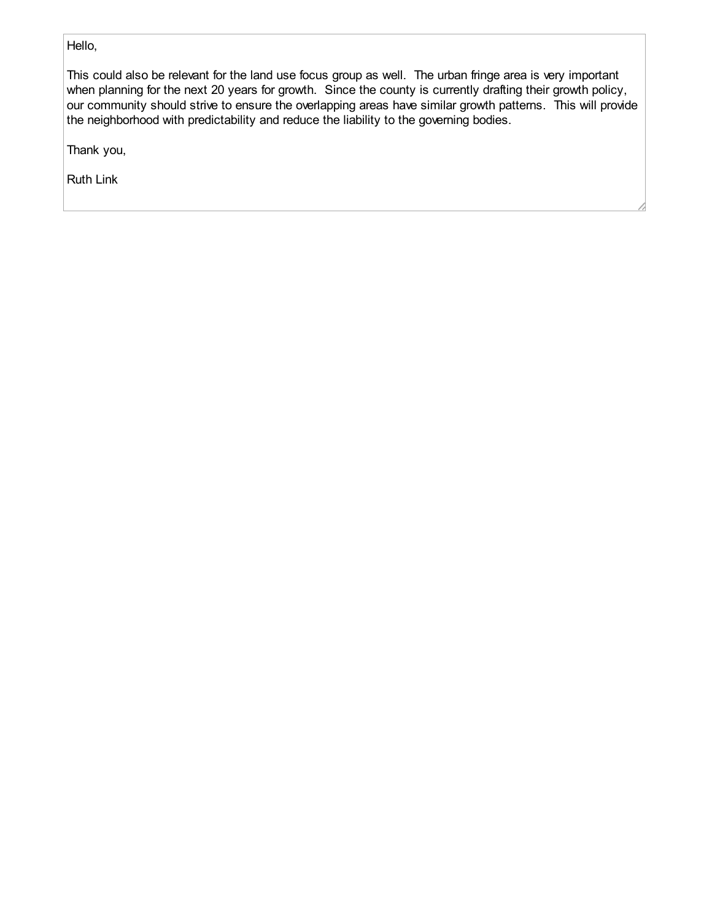Hello,

This could also be relevant for the land use focus group as well. The urban fringe area is very important when planning for the next 20 years for growth. Since the county is currently drafting their growth policy, our community should strive to ensure the overlapping areas have similar growth patterns. This will provide the neighborhood with predictability and reduce the liability to the governing bodies.

Thank you,

Ruth Link